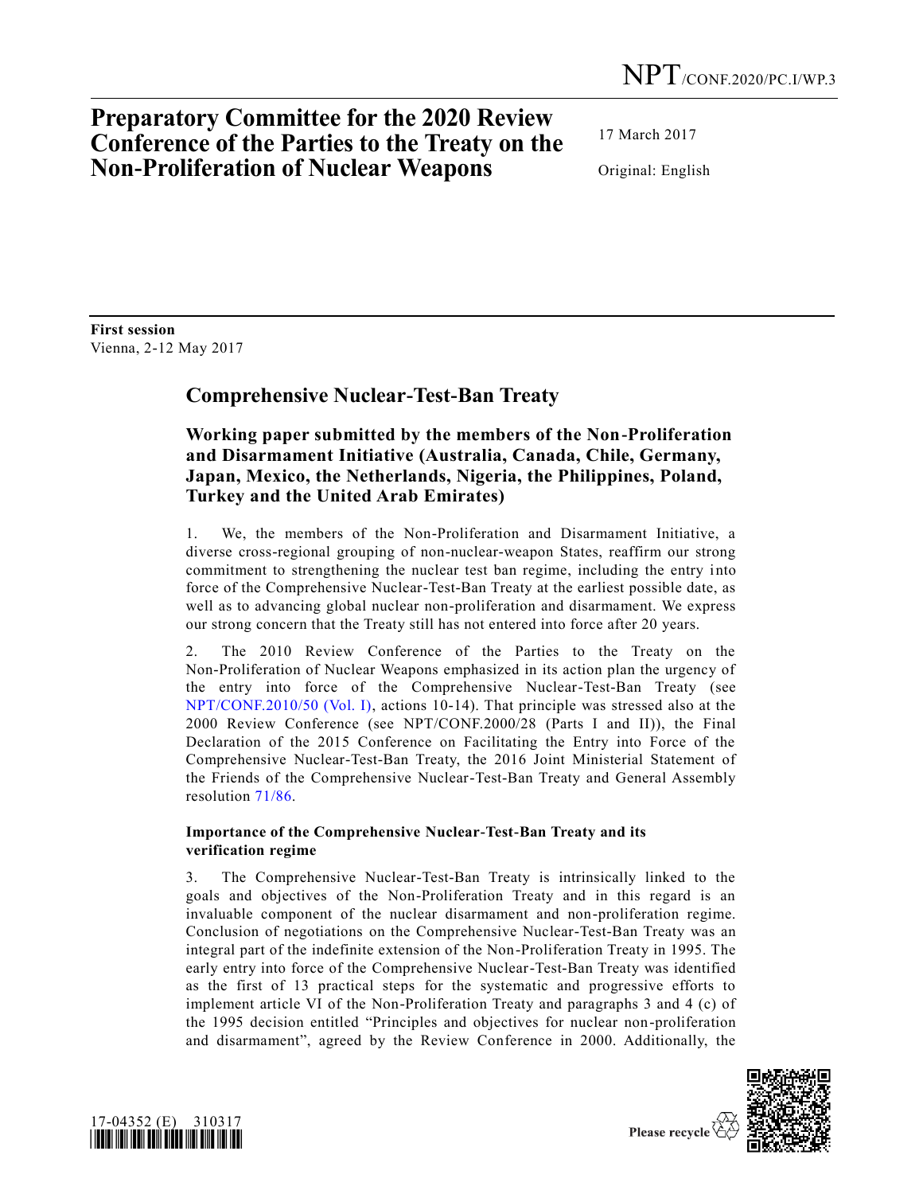NPT/CONF.2020/PC.I/WP.3

# Preparatory Committee for the 2020 Review Conference of the Parties to the Treaty on the Non-Proliferation of Nuclear Weapons

17 March 2017

Original: English

**First session**
Vienna, 2-12 May 2017

## Comprehensive Nuclear-Test-Ban Treaty

### Working paper submitted by the members of the Non-Proliferation and Disarmament Initiative (Australia, Canada, Chile, Germany, Japan, Mexico, the Netherlands, Nigeria, the Philippines, Poland, Turkey and the United Arab Emirates)

1. We, the members of the Non-Proliferation and Disarmament Initiative, a diverse cross-regional grouping of non-nuclear-weapon States, reaffirm our strong commitment to strengthening the nuclear test ban regime, including the entry into force of the Comprehensive Nuclear-Test-Ban Treaty at the earliest possible date, as well as to advancing global nuclear non-proliferation and disarmament. We express our strong concern that the Treaty still has not entered into force after 20 years.

2. The 2010 Review Conference of the Parties to the Treaty on the Non-Proliferation of Nuclear Weapons emphasized in its action plan the urgency of the entry into force of the Comprehensive Nuclear-Test-Ban Treaty (see NPT/CONF.2010/50 (Vol. I), actions 10-14). That principle was stressed also at the 2000 Review Conference (see NPT/CONF.2000/28 (Parts I and II)), the Final Declaration of the 2015 Conference on Facilitating the Entry into Force of the Comprehensive Nuclear-Test-Ban Treaty, the 2016 Joint Ministerial Statement of the Friends of the Comprehensive Nuclear-Test-Ban Treaty and General Assembly resolution 71/86.

#### Importance of the Comprehensive Nuclear-Test-Ban Treaty and its verification regime

3. The Comprehensive Nuclear-Test-Ban Treaty is intrinsically linked to the goals and objectives of the Non-Proliferation Treaty and in this regard is an invaluable component of the nuclear disarmament and non-proliferation regime. Conclusion of negotiations on the Comprehensive Nuclear-Test-Ban Treaty was an integral part of the indefinite extension of the Non-Proliferation Treaty in 1995. The early entry into force of the Comprehensive Nuclear-Test-Ban Treaty was identified as the first of 13 practical steps for the systematic and progressive efforts to implement article VI of the Non-Proliferation Treaty and paragraphs 3 and 4 (c) of the 1995 decision entitled "Principles and objectives for nuclear non-proliferation and disarmament", agreed by the Review Conference in 2000. Additionally, the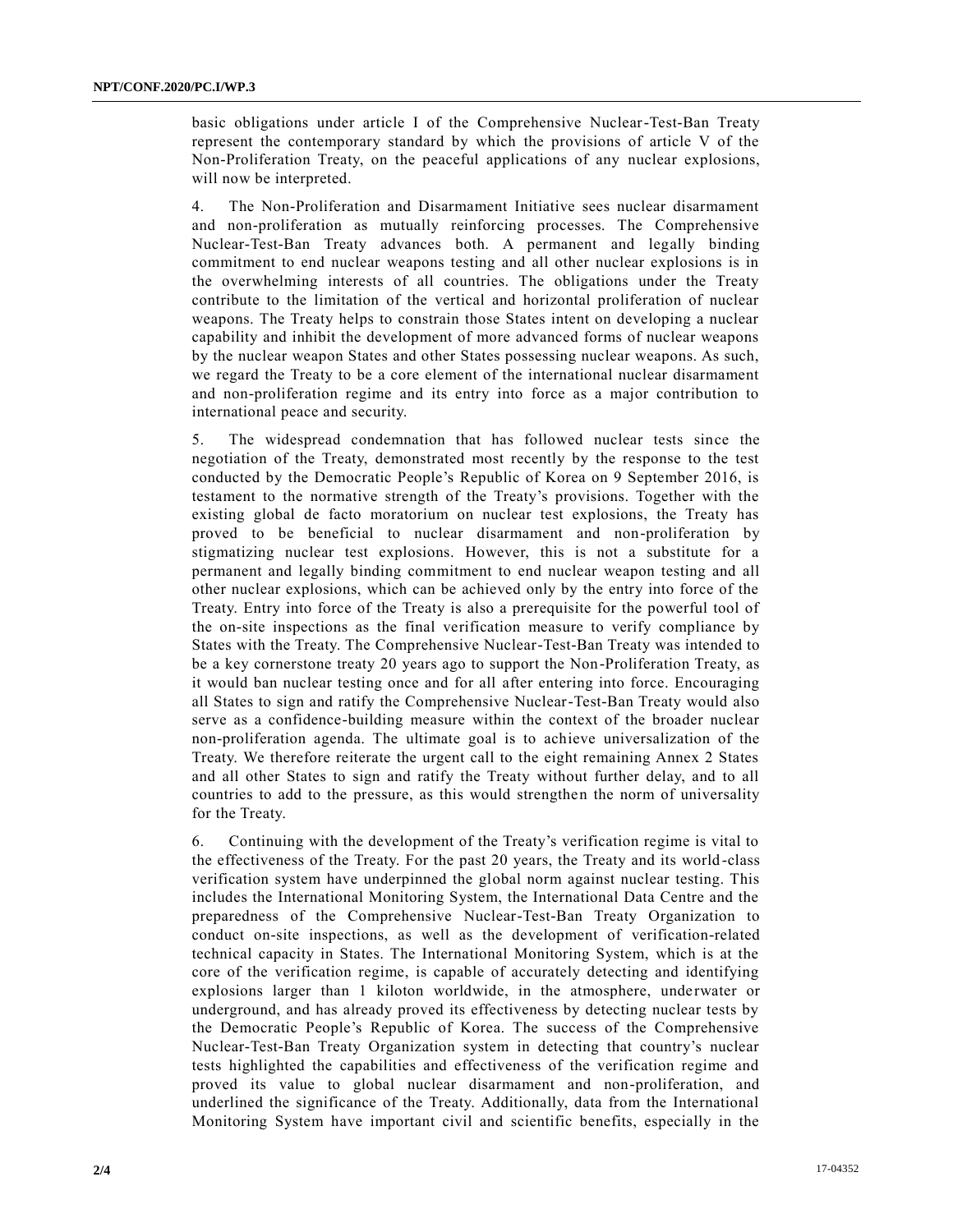basic obligations under article I of the Comprehensive Nuclear-Test-Ban Treaty represent the contemporary standard by which the provisions of article V of the Non-Proliferation Treaty, on the peaceful applications of any nuclear explosions, will now be interpreted.

4. The Non-Proliferation and Disarmament Initiative sees nuclear disarmament and non-proliferation as mutually reinforcing processes. The Comprehensive Nuclear-Test-Ban Treaty advances both. A permanent and legally binding commitment to end nuclear weapons testing and all other nuclear explosions is in the overwhelming interests of all countries. The obligations under the Treaty contribute to the limitation of the vertical and horizontal proliferation of nuclear weapons. The Treaty helps to constrain those States intent on developing a nuclear capability and inhibit the development of more advanced forms of nuclear weapons by the nuclear weapon States and other States possessing nuclear weapons. As such, we regard the Treaty to be a core element of the international nuclear disarmament and non-proliferation regime and its entry into force as a major contribution to international peace and security.

5. The widespread condemnation that has followed nuclear tests since the negotiation of the Treaty, demonstrated most recently by the response to the test conducted by the Democratic People's Republic of Korea on 9 September 2016, is testament to the normative strength of the Treaty's provisions. Together with the existing global de facto moratorium on nuclear test explosions, the Treaty has proved to be beneficial to nuclear disarmament and non-proliferation by stigmatizing nuclear test explosions. However, this is not a substitute for a permanent and legally binding commitment to end nuclear weapon testing and all other nuclear explosions, which can be achieved only by the entry into force of the Treaty. Entry into force of the Treaty is also a prerequisite for the powerful tool of the on-site inspections as the final verification measure to verify compliance by States with the Treaty. The Comprehensive Nuclear-Test-Ban Treaty was intended to be a key cornerstone treaty 20 years ago to support the Non-Proliferation Treaty, as it would ban nuclear testing once and for all after entering into force. Encouraging all States to sign and ratify the Comprehensive Nuclear-Test-Ban Treaty would also serve as a confidence-building measure within the context of the broader nuclear non-proliferation agenda. The ultimate goal is to achieve universalization of the Treaty. We therefore reiterate the urgent call to the eight remaining Annex 2 States and all other States to sign and ratify the Treaty without further delay, and to all countries to add to the pressure, as this would strengthen the norm of universality for the Treaty.

6. Continuing with the development of the Treaty's verification regime is vital to the effectiveness of the Treaty. For the past 20 years, the Treaty and its world-class verification system have underpinned the global norm against nuclear testing. This includes the International Monitoring System, the International Data Centre and the preparedness of the Comprehensive Nuclear-Test-Ban Treaty Organization to conduct on-site inspections, as well as the development of verification-related technical capacity in States. The International Monitoring System, which is at the core of the verification regime, is capable of accurately detecting and identifying explosions larger than 1 kiloton worldwide, in the atmosphere, underwater or underground, and has already proved its effectiveness by detecting nuclear tests by the Democratic People's Republic of Korea. The success of the Comprehensive Nuclear-Test-Ban Treaty Organization system in detecting that country's nuclear tests highlighted the capabilities and effectiveness of the verification regime and proved its value to global nuclear disarmament and non-proliferation, and underlined the significance of the Treaty. Additionally, data from the International Monitoring System have important civil and scientific benefits, especially in the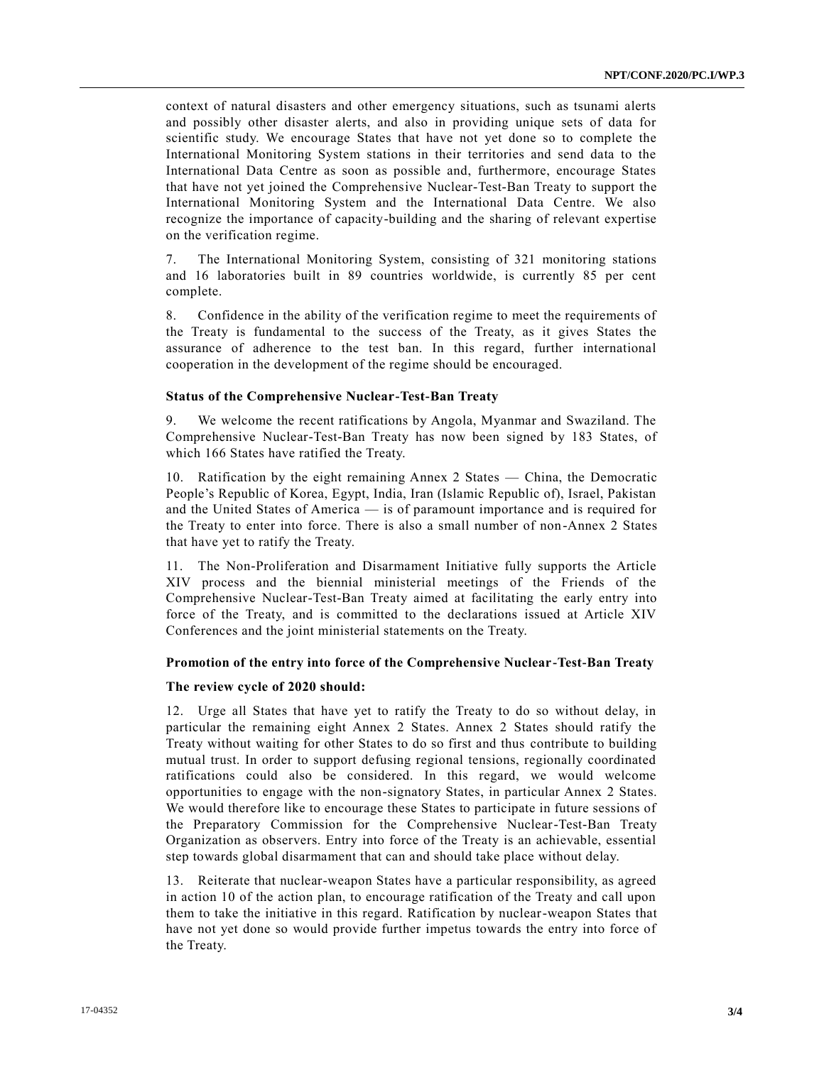context of natural disasters and other emergency situations, such as tsunami alerts and possibly other disaster alerts, and also in providing unique sets of data for scientific study. We encourage States that have not yet done so to complete the International Monitoring System stations in their territories and send data to the International Data Centre as soon as possible and, furthermore, encourage States that have not yet joined the Comprehensive Nuclear-Test-Ban Treaty to support the International Monitoring System and the International Data Centre. We also recognize the importance of capacity-building and the sharing of relevant expertise on the verification regime.

7. The International Monitoring System, consisting of 321 monitoring stations and 16 laboratories built in 89 countries worldwide, is currently 85 per cent complete.

8. Confidence in the ability of the verification regime to meet the requirements of the Treaty is fundamental to the success of the Treaty, as it gives States the assurance of adherence to the test ban. In this regard, further international cooperation in the development of the regime should be encouraged.

**Status of the Comprehensive Nuclear-Test-Ban Treaty**

9. We welcome the recent ratifications by Angola, Myanmar and Swaziland. The Comprehensive Nuclear-Test-Ban Treaty has now been signed by 183 States, of which 166 States have ratified the Treaty.

10. Ratification by the eight remaining Annex 2 States — China, the Democratic People's Republic of Korea, Egypt, India, Iran (Islamic Republic of), Israel, Pakistan and the United States of America — is of paramount importance and is required for the Treaty to enter into force. There is also a small number of non-Annex 2 States that have yet to ratify the Treaty.

11. The Non-Proliferation and Disarmament Initiative fully supports the Article XIV process and the biennial ministerial meetings of the Friends of the Comprehensive Nuclear-Test-Ban Treaty aimed at facilitating the early entry into force of the Treaty, and is committed to the declarations issued at Article XIV Conferences and the joint ministerial statements on the Treaty.

**Promotion of the entry into force of the Comprehensive Nuclear-Test-Ban Treaty**

**The review cycle of 2020 should:**

12. Urge all States that have yet to ratify the Treaty to do so without delay, in particular the remaining eight Annex 2 States. Annex 2 States should ratify the Treaty without waiting for other States to do so first and thus contribute to building mutual trust. In order to support defusing regional tensions, regionally coordinated ratifications could also be considered. In this regard, we would welcome opportunities to engage with the non-signatory States, in particular Annex 2 States. We would therefore like to encourage these States to participate in future sessions of the Preparatory Commission for the Comprehensive Nuclear-Test-Ban Treaty Organization as observers. Entry into force of the Treaty is an achievable, essential step towards global disarmament that can and should take place without delay.

13. Reiterate that nuclear-weapon States have a particular responsibility, as agreed in action 10 of the action plan, to encourage ratification of the Treaty and call upon them to take the initiative in this regard. Ratification by nuclear-weapon States that have not yet done so would provide further impetus towards the entry into force of the Treaty.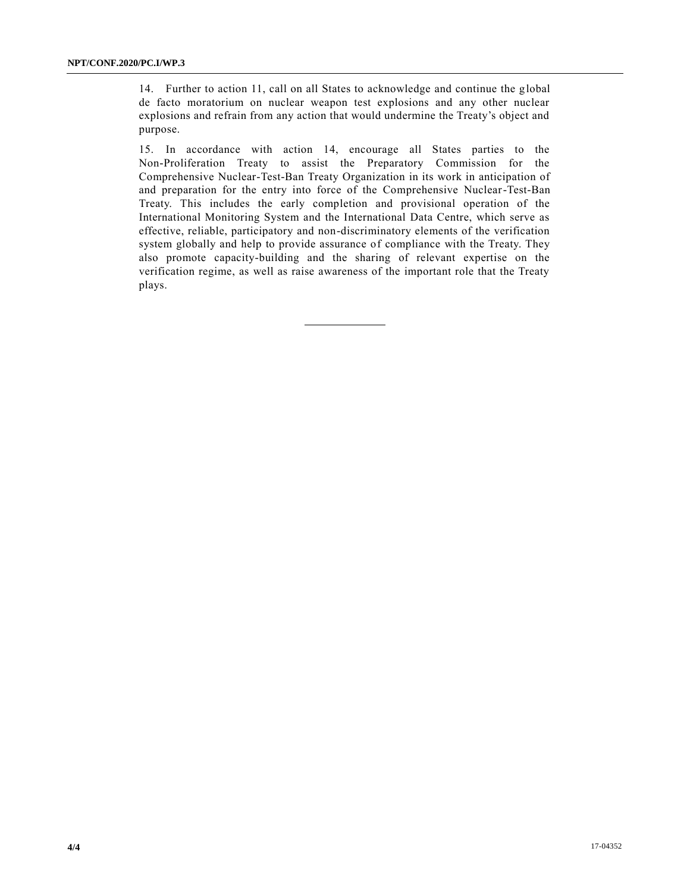14. Further to action 11, call on all States to acknowledge and continue the global de facto moratorium on nuclear weapon test explosions and any other nuclear explosions and refrain from any action that would undermine the Treaty's object and purpose.

15. In accordance with action 14, encourage all States parties to the Non-Proliferation Treaty to assist the Preparatory Commission for the Comprehensive Nuclear-Test-Ban Treaty Organization in its work in anticipation of and preparation for the entry into force of the Comprehensive Nuclear-Test-Ban Treaty. This includes the early completion and provisional operation of the International Monitoring System and the International Data Centre, which serve as effective, reliable, participatory and non-discriminatory elements of the verification system globally and help to provide assurance of compliance with the Treaty. They also promote capacity-building and the sharing of relevant expertise on the verification regime, as well as raise awareness of the important role that the Treaty plays.